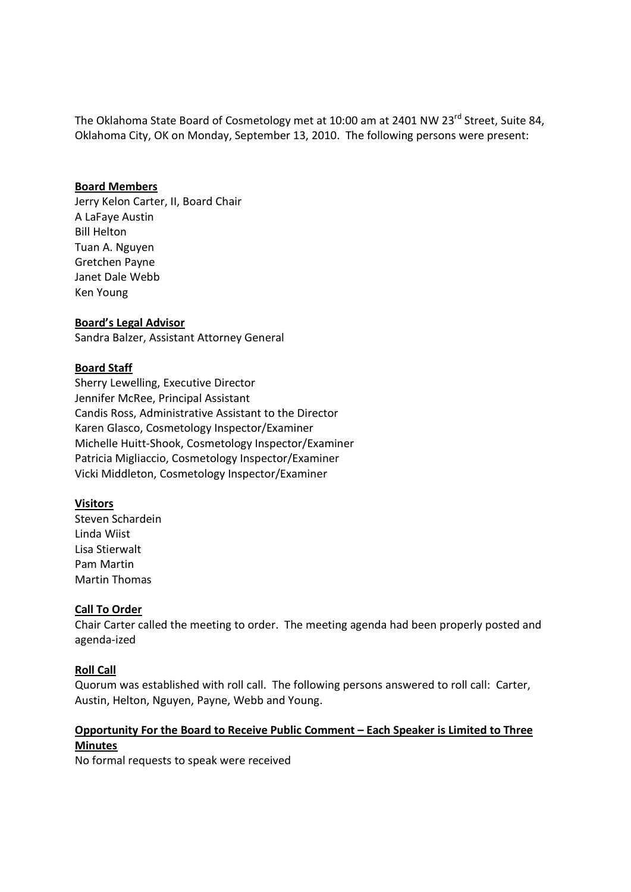The Oklahoma State Board of Cosmetology met at 10:00 am at 2401 NW 23rd Street, Suite 84, Oklahoma City, OK on Monday, September 13, 2010. The following persons were present:

**Board Members**

Jerry Kelon Carter, II, Board Chair
A LaFaye Austin
Bill Helton
Tuan A. Nguyen
Gretchen Payne
Janet Dale Webb
Ken Young

**Board's Legal Advisor**

Sandra Balzer, Assistant Attorney General

**Board Staff**

Sherry Lewelling, Executive Director
Jennifer McRee, Principal Assistant
Candis Ross, Administrative Assistant to the Director
Karen Glasco, Cosmetology Inspector/Examiner
Michelle Huitt-Shook, Cosmetology Inspector/Examiner
Patricia Migliaccio, Cosmetology Inspector/Examiner
Vicki Middleton, Cosmetology Inspector/Examiner

**Visitors**

Steven Schardein
Linda Wiist
Lisa Stierwalt
Pam Martin
Martin Thomas

**Call To Order**

Chair Carter called the meeting to order. The meeting agenda had been properly posted and agenda-ized

**Roll Call**

Quorum was established with roll call. The following persons answered to roll call: Carter, Austin, Helton, Nguyen, Payne, Webb and Young.

**Opportunity For the Board to Receive Public Comment – Each Speaker is Limited to Three Minutes**

No formal requests to speak were received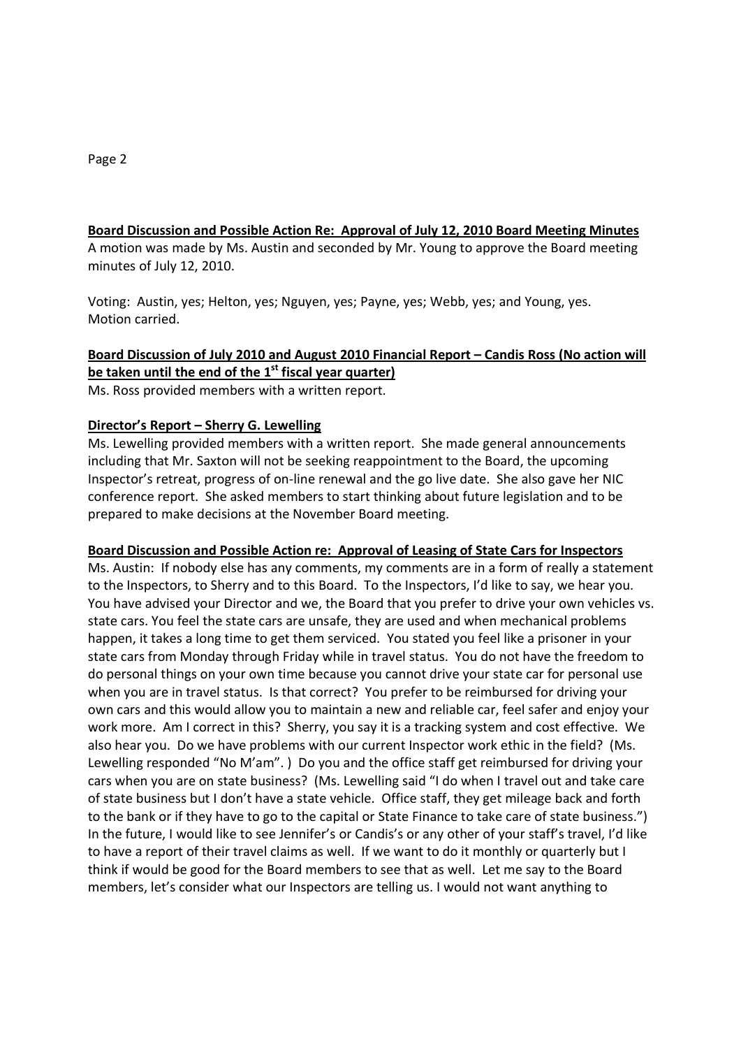**Board Discussion and Possible Action Re: Approval of July 12, 2010 Board Meeting Minutes**
A motion was made by Ms. Austin and seconded by Mr. Young to approve the Board meeting minutes of July 12, 2010.

Voting: Austin, yes; Helton, yes; Nguyen, yes; Payne, yes; Webb, yes; and Young, yes.
Motion carried.

**Board Discussion of July 2010 and August 2010 Financial Report – Candis Ross (No action will be taken until the end of the 1st fiscal year quarter)**
Ms. Ross provided members with a written report.

**Director's Report – Sherry G. Lewelling**
Ms. Lewelling provided members with a written report. She made general announcements including that Mr. Saxton will not be seeking reappointment to the Board, the upcoming Inspector's retreat, progress of on-line renewal and the go live date. She also gave her NIC conference report. She asked members to start thinking about future legislation and to be prepared to make decisions at the November Board meeting.

**Board Discussion and Possible Action re: Approval of Leasing of State Cars for Inspectors**
Ms. Austin: If nobody else has any comments, my comments are in a form of really a statement to the Inspectors, to Sherry and to this Board. To the Inspectors, I'd like to say, we hear you. You have advised your Director and we, the Board that you prefer to drive your own vehicles vs. state cars. You feel the state cars are unsafe, they are used and when mechanical problems happen, it takes a long time to get them serviced. You stated you feel like a prisoner in your state cars from Monday through Friday while in travel status. You do not have the freedom to do personal things on your own time because you cannot drive your state car for personal use when you are in travel status. Is that correct? You prefer to be reimbursed for driving your own cars and this would allow you to maintain a new and reliable car, feel safer and enjoy your work more. Am I correct in this? Sherry, you say it is a tracking system and cost effective. We also hear you. Do we have problems with our current Inspector work ethic in the field? (Ms. Lewelling responded "No M'am". ) Do you and the office staff get reimbursed for driving your cars when you are on state business? (Ms. Lewelling said "I do when I travel out and take care of state business but I don't have a state vehicle. Office staff, they get mileage back and forth to the bank or if they have to go to the capital or State Finance to take care of state business.") In the future, I would like to see Jennifer's or Candis's or any other of your staff's travel, I'd like to have a report of their travel claims as well. If we want to do it monthly or quarterly but I think if would be good for the Board members to see that as well. Let me say to the Board members, let's consider what our Inspectors are telling us. I would not want anything to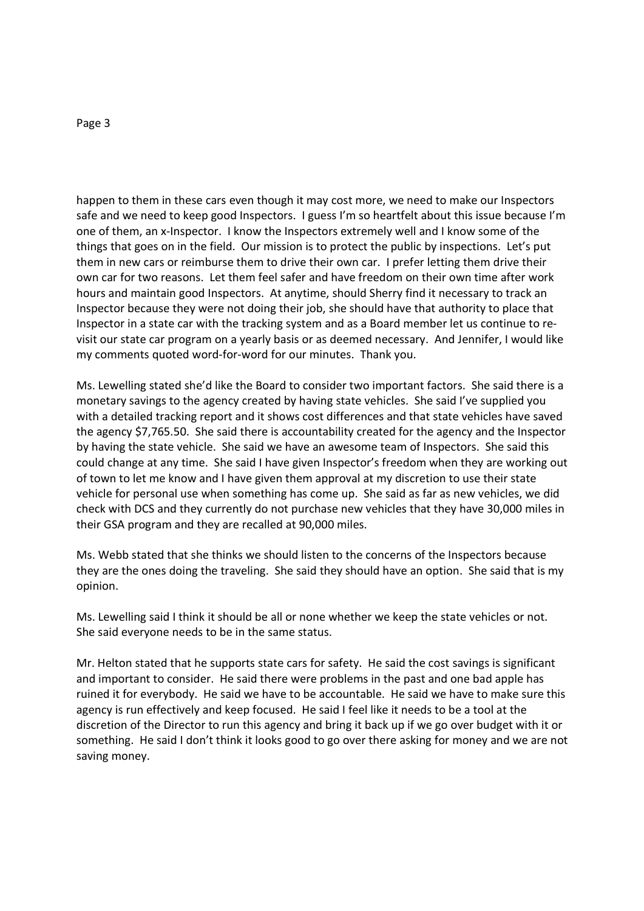happen to them in these cars even though it may cost more, we need to make our Inspectors safe and we need to keep good Inspectors. I guess I'm so heartfelt about this issue because I'm one of them, an x-Inspector. I know the Inspectors extremely well and I know some of the things that goes on in the field. Our mission is to protect the public by inspections. Let's put them in new cars or reimburse them to drive their own car. I prefer letting them drive their own car for two reasons. Let them feel safer and have freedom on their own time after work hours and maintain good Inspectors. At anytime, should Sherry find it necessary to track an Inspector because they were not doing their job, she should have that authority to place that Inspector in a state car with the tracking system and as a Board member let us continue to re-visit our state car program on a yearly basis or as deemed necessary. And Jennifer, I would like my comments quoted word-for-word for our minutes. Thank you.

Ms. Lewelling stated she'd like the Board to consider two important factors. She said there is a monetary savings to the agency created by having state vehicles. She said I've supplied you with a detailed tracking report and it shows cost differences and that state vehicles have saved the agency $7,765.50. She said there is accountability created for the agency and the Inspector by having the state vehicle. She said we have an awesome team of Inspectors. She said this could change at any time. She said I have given Inspector's freedom when they are working out of town to let me know and I have given them approval at my discretion to use their state vehicle for personal use when something has come up. She said as far as new vehicles, we did check with DCS and they currently do not purchase new vehicles that they have 30,000 miles in their GSA program and they are recalled at 90,000 miles.

Ms. Webb stated that she thinks we should listen to the concerns of the Inspectors because they are the ones doing the traveling. She said they should have an option. She said that is my opinion.

Ms. Lewelling said I think it should be all or none whether we keep the state vehicles or not. She said everyone needs to be in the same status.

Mr. Helton stated that he supports state cars for safety. He said the cost savings is significant and important to consider. He said there were problems in the past and one bad apple has ruined it for everybody. He said we have to be accountable. He said we have to make sure this agency is run effectively and keep focused. He said I feel like it needs to be a tool at the discretion of the Director to run this agency and bring it back up if we go over budget with it or something. He said I don't think it looks good to go over there asking for money and we are not saving money.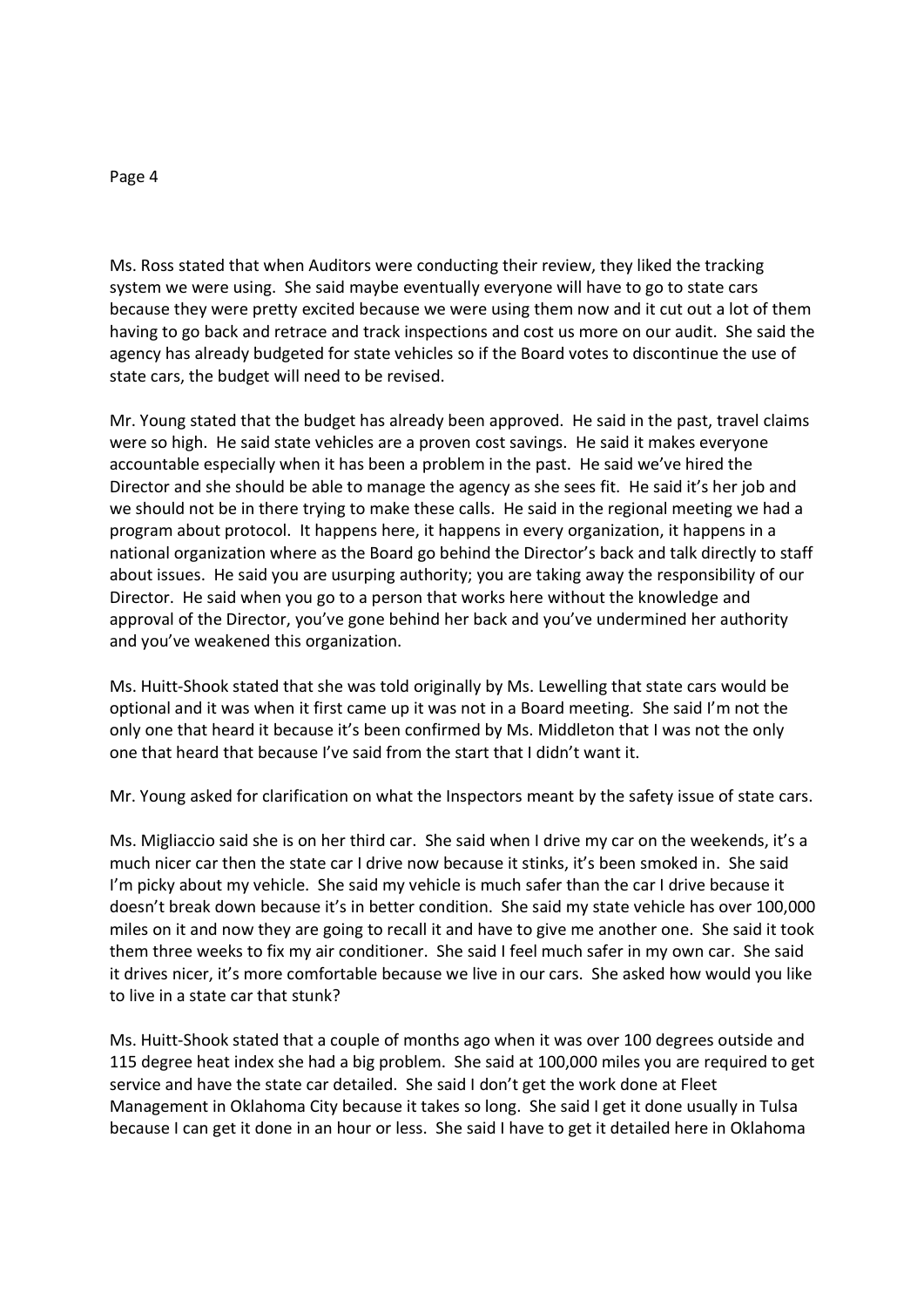Ms. Ross stated that when Auditors were conducting their review, they liked the tracking system we were using. She said maybe eventually everyone will have to go to state cars because they were pretty excited because we were using them now and it cut out a lot of them having to go back and retrace and track inspections and cost us more on our audit. She said the agency has already budgeted for state vehicles so if the Board votes to discontinue the use of state cars, the budget will need to be revised.

Mr. Young stated that the budget has already been approved. He said in the past, travel claims were so high. He said state vehicles are a proven cost savings. He said it makes everyone accountable especially when it has been a problem in the past. He said we've hired the Director and she should be able to manage the agency as she sees fit. He said it's her job and we should not be in there trying to make these calls. He said in the regional meeting we had a program about protocol. It happens here, it happens in every organization, it happens in a national organization where as the Board go behind the Director's back and talk directly to staff about issues. He said you are usurping authority; you are taking away the responsibility of our Director. He said when you go to a person that works here without the knowledge and approval of the Director, you've gone behind her back and you've undermined her authority and you've weakened this organization.

Ms. Huitt-Shook stated that she was told originally by Ms. Lewelling that state cars would be optional and it was when it first came up it was not in a Board meeting. She said I'm not the only one that heard it because it's been confirmed by Ms. Middleton that I was not the only one that heard that because I've said from the start that I didn't want it.

Mr. Young asked for clarification on what the Inspectors meant by the safety issue of state cars.

Ms. Migliaccio said she is on her third car. She said when I drive my car on the weekends, it's a much nicer car then the state car I drive now because it stinks, it's been smoked in. She said I'm picky about my vehicle. She said my vehicle is much safer than the car I drive because it doesn't break down because it's in better condition. She said my state vehicle has over 100,000 miles on it and now they are going to recall it and have to give me another one. She said it took them three weeks to fix my air conditioner. She said I feel much safer in my own car. She said it drives nicer, it's more comfortable because we live in our cars. She asked how would you like to live in a state car that stunk?

Ms. Huitt-Shook stated that a couple of months ago when it was over 100 degrees outside and 115 degree heat index she had a big problem. She said at 100,000 miles you are required to get service and have the state car detailed. She said I don't get the work done at Fleet Management in Oklahoma City because it takes so long. She said I get it done usually in Tulsa because I can get it done in an hour or less. She said I have to get it detailed here in Oklahoma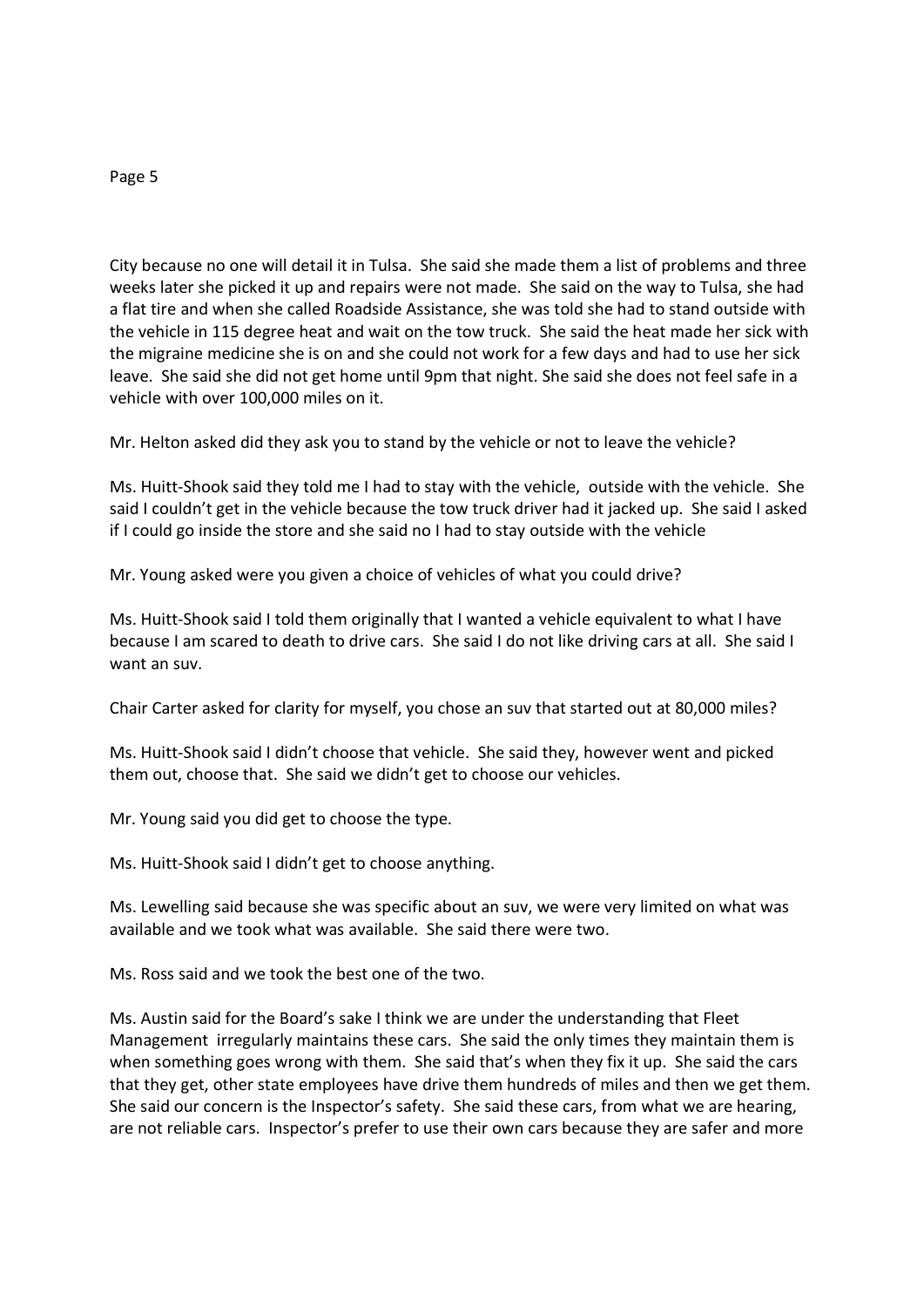City because no one will detail it in Tulsa. She said she made them a list of problems and three weeks later she picked it up and repairs were not made. She said on the way to Tulsa, she had a flat tire and when she called Roadside Assistance, she was told she had to stand outside with the vehicle in 115 degree heat and wait on the tow truck. She said the heat made her sick with the migraine medicine she is on and she could not work for a few days and had to use her sick leave. She said she did not get home until 9pm that night. She said she does not feel safe in a vehicle with over 100,000 miles on it.

Mr. Helton asked did they ask you to stand by the vehicle or not to leave the vehicle?

Ms. Huitt-Shook said they told me I had to stay with the vehicle, outside with the vehicle. She said I couldn't get in the vehicle because the tow truck driver had it jacked up. She said I asked if I could go inside the store and she said no I had to stay outside with the vehicle

Mr. Young asked were you given a choice of vehicles of what you could drive?

Ms. Huitt-Shook said I told them originally that I wanted a vehicle equivalent to what I have because I am scared to death to drive cars. She said I do not like driving cars at all. She said I want an suv.

Chair Carter asked for clarity for myself, you chose an suv that started out at 80,000 miles?

Ms. Huitt-Shook said I didn't choose that vehicle. She said they, however went and picked them out, choose that. She said we didn't get to choose our vehicles.

Mr. Young said you did get to choose the type.

Ms. Huitt-Shook said I didn't get to choose anything.

Ms. Lewelling said because she was specific about an suv, we were very limited on what was available and we took what was available. She said there were two.

Ms. Ross said and we took the best one of the two.

Ms. Austin said for the Board's sake I think we are under the understanding that Fleet Management irregularly maintains these cars. She said the only times they maintain them is when something goes wrong with them. She said that's when they fix it up. She said the cars that they get, other state employees have drive them hundreds of miles and then we get them. She said our concern is the Inspector's safety. She said these cars, from what we are hearing, are not reliable cars. Inspector's prefer to use their own cars because they are safer and more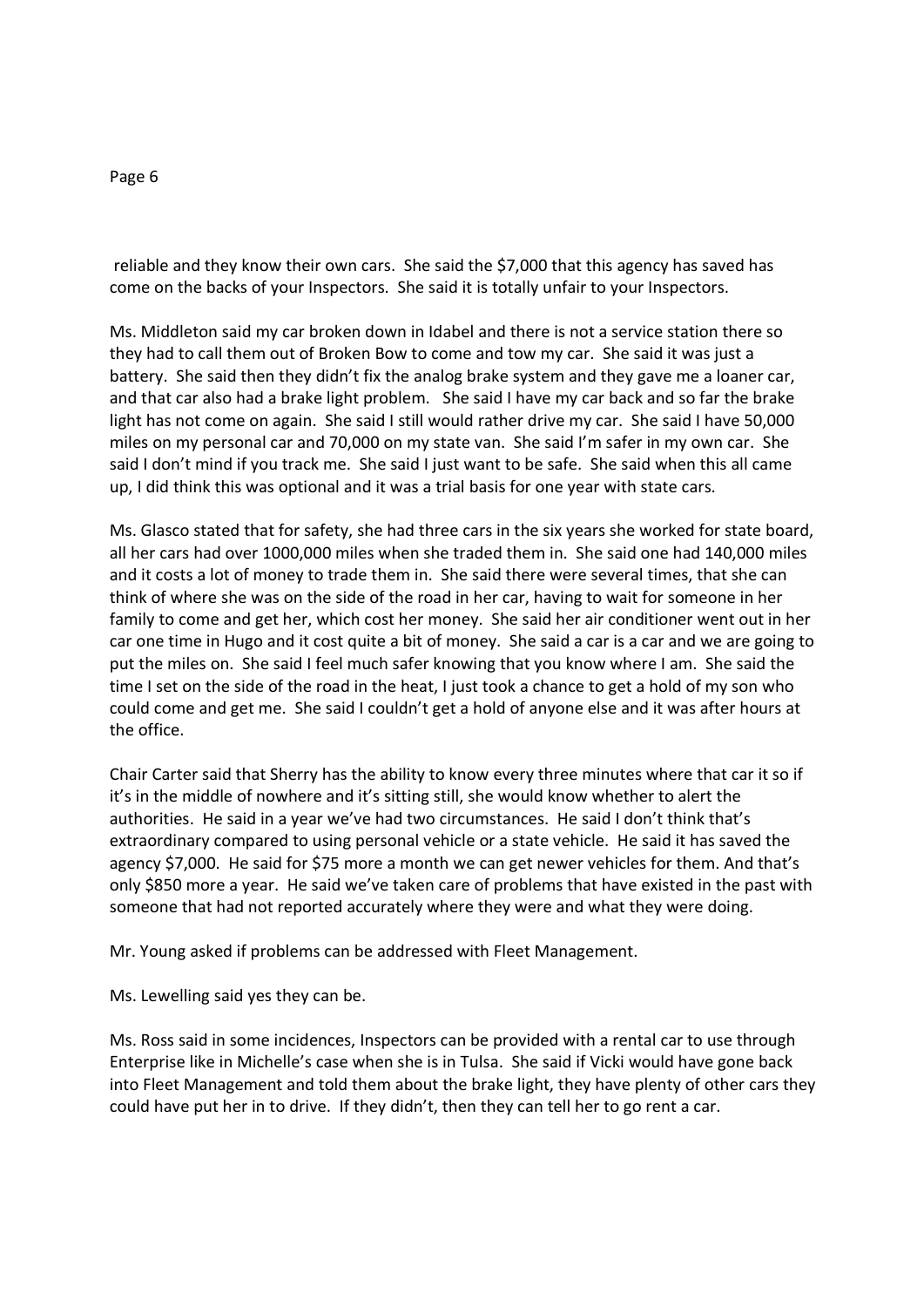reliable and they know their own cars. She said the $7,000 that this agency has saved has come on the backs of your Inspectors. She said it is totally unfair to your Inspectors.

Ms. Middleton said my car broken down in Idabel and there is not a service station there so they had to call them out of Broken Bow to come and tow my car. She said it was just a battery. She said then they didn't fix the analog brake system and they gave me a loaner car, and that car also had a brake light problem. She said I have my car back and so far the brake light has not come on again. She said I still would rather drive my car. She said I have 50,000 miles on my personal car and 70,000 on my state van. She said I'm safer in my own car. She said I don't mind if you track me. She said I just want to be safe. She said when this all came up, I did think this was optional and it was a trial basis for one year with state cars.

Ms. Glasco stated that for safety, she had three cars in the six years she worked for state board, all her cars had over 1000,000 miles when she traded them in. She said one had 140,000 miles and it costs a lot of money to trade them in. She said there were several times, that she can think of where she was on the side of the road in her car, having to wait for someone in her family to come and get her, which cost her money. She said her air conditioner went out in her car one time in Hugo and it cost quite a bit of money. She said a car is a car and we are going to put the miles on. She said I feel much safer knowing that you know where I am. She said the time I set on the side of the road in the heat, I just took a chance to get a hold of my son who could come and get me. She said I couldn't get a hold of anyone else and it was after hours at the office.

Chair Carter said that Sherry has the ability to know every three minutes where that car it so if it's in the middle of nowhere and it's sitting still, she would know whether to alert the authorities. He said in a year we've had two circumstances. He said I don't think that's extraordinary compared to using personal vehicle or a state vehicle. He said it has saved the agency $7,000. He said for $75 more a month we can get newer vehicles for them. And that's only $850 more a year. He said we've taken care of problems that have existed in the past with someone that had not reported accurately where they were and what they were doing.

Mr. Young asked if problems can be addressed with Fleet Management.

Ms. Lewelling said yes they can be.

Ms. Ross said in some incidences, Inspectors can be provided with a rental car to use through Enterprise like in Michelle's case when she is in Tulsa. She said if Vicki would have gone back into Fleet Management and told them about the brake light, they have plenty of other cars they could have put her in to drive. If they didn't, then they can tell her to go rent a car.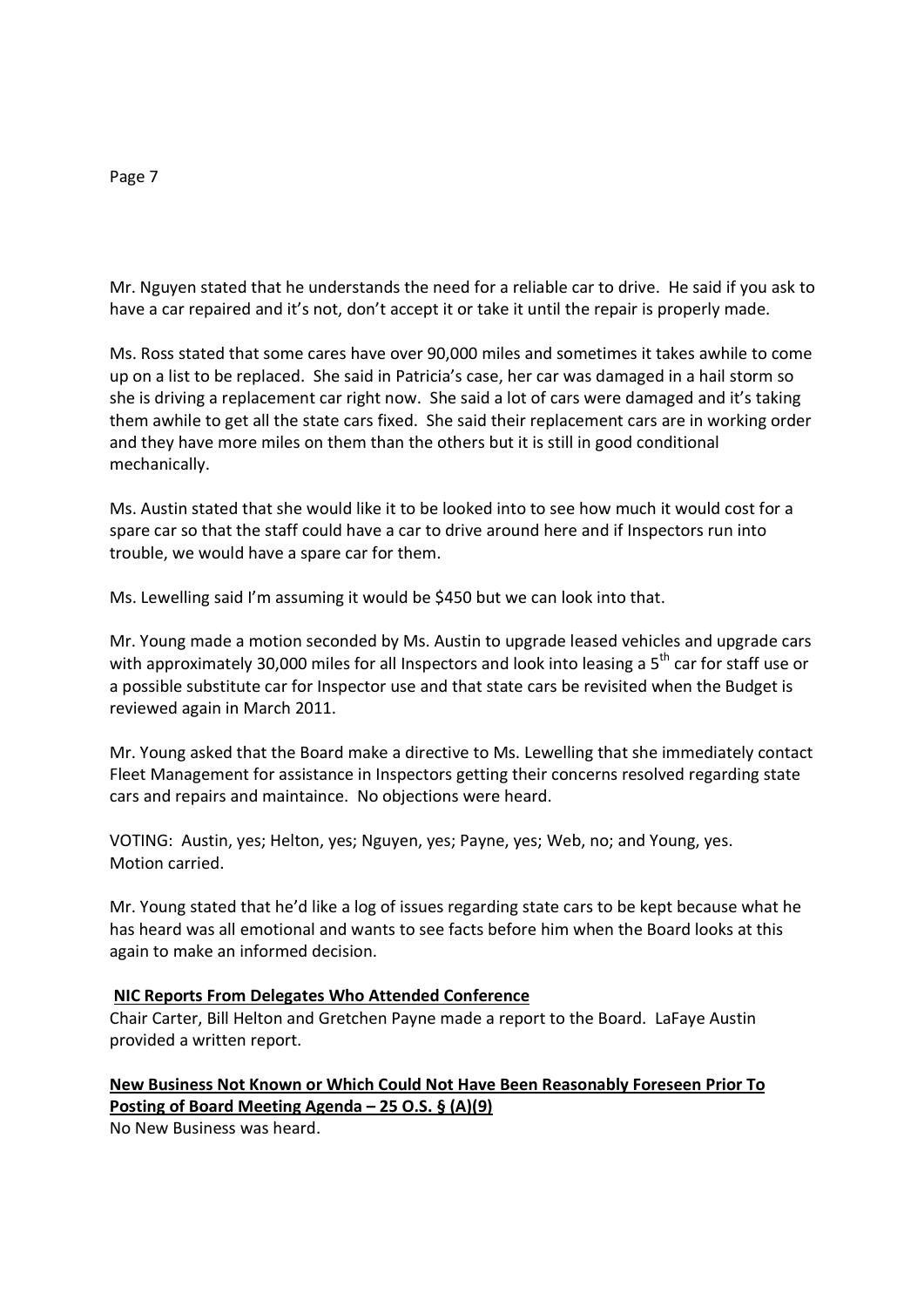Mr. Nguyen stated that he understands the need for a reliable car to drive. He said if you ask to have a car repaired and it's not, don't accept it or take it until the repair is properly made.

Ms. Ross stated that some cares have over 90,000 miles and sometimes it takes awhile to come up on a list to be replaced. She said in Patricia's case, her car was damaged in a hail storm so she is driving a replacement car right now. She said a lot of cars were damaged and it's taking them awhile to get all the state cars fixed. She said their replacement cars are in working order and they have more miles on them than the others but it is still in good conditional mechanically.

Ms. Austin stated that she would like it to be looked into to see how much it would cost for a spare car so that the staff could have a car to drive around here and if Inspectors run into trouble, we would have a spare car for them.

Ms. Lewelling said I'm assuming it would be $450 but we can look into that.

Mr. Young made a motion seconded by Ms. Austin to upgrade leased vehicles and upgrade cars with approximately 30,000 miles for all Inspectors and look into leasing a 5th car for staff use or a possible substitute car for Inspector use and that state cars be revisited when the Budget is reviewed again in March 2011.

Mr. Young asked that the Board make a directive to Ms. Lewelling that she immediately contact Fleet Management for assistance in Inspectors getting their concerns resolved regarding state cars and repairs and maintaince. No objections were heard.

VOTING: Austin, yes; Helton, yes; Nguyen, yes; Payne, yes; Web, no; and Young, yes.
Motion carried.

Mr. Young stated that he'd like a log of issues regarding state cars to be kept because what he has heard was all emotional and wants to see facts before him when the Board looks at this again to make an informed decision.

**NIC Reports From Delegates Who Attended Conference**

Chair Carter, Bill Helton and Gretchen Payne made a report to the Board. LaFaye Austin provided a written report.

**New Business Not Known or Which Could Not Have Been Reasonably Foreseen Prior To Posting of Board Meeting Agenda – 25 O.S. § (A)(9)**

No New Business was heard.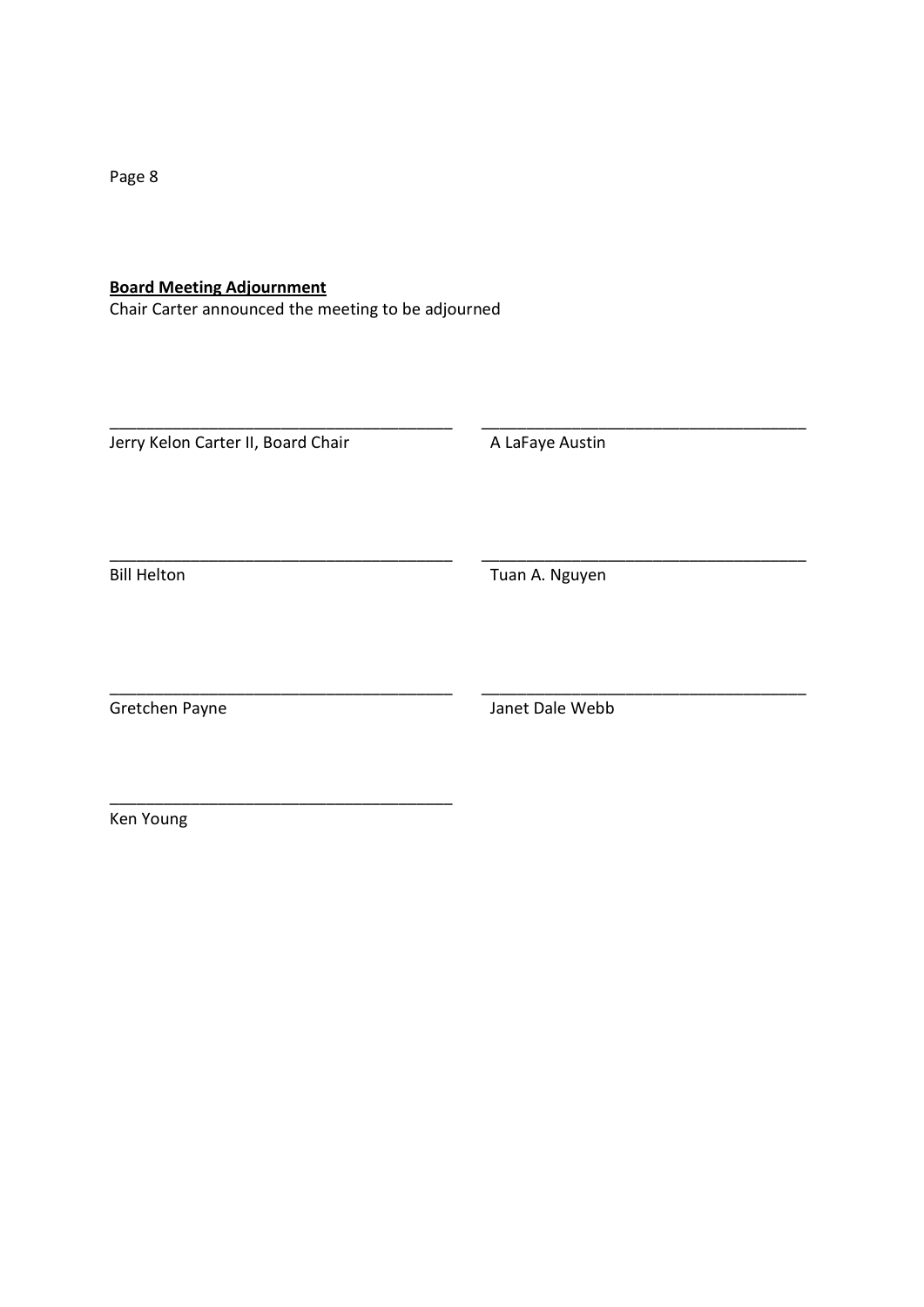**Board Meeting Adjournment**

Chair Carter announced the meeting to be adjourned

| | |
|---|---|
| ______________________________________ | ______________________________________ |
| Jerry Kelon Carter II, Board Chair | A LaFaye Austin |
| ______________________________________ | ______________________________________ |
| Bill Helton | Tuan A. Nguyen |
| ______________________________________ | ______________________________________ |
| Gretchen Payne | Janet Dale Webb |
| ______________________________________ | |
| Ken Young | |